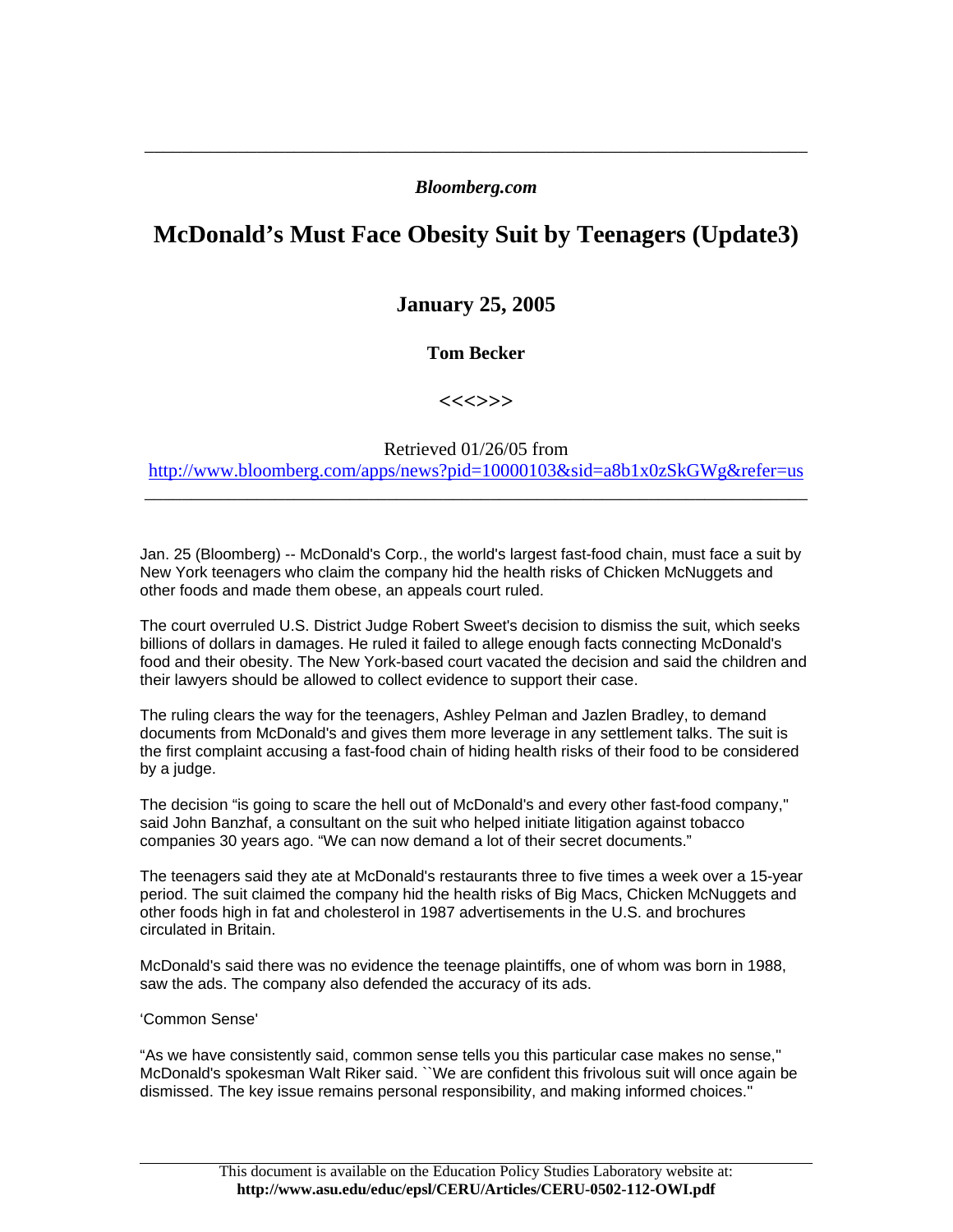*Bloomberg.com*

# McDonald's Must Face Obesity Suit by Teenagers (Update3)

**January 25, 2005**

**Tom Becker**

**<<<>>>**

Retrieved 01/26/05 from
http://www.bloomberg.com/apps/news?pid=10000103&sid=a8b1x0zSkGWg&refer=us

---

Jan. 25 (Bloomberg) -- McDonald's Corp., the world's largest fast-food chain, must face a suit by New York teenagers who claim the company hid the health risks of Chicken McNuggets and other foods and made them obese, an appeals court ruled.

The court overruled U.S. District Judge Robert Sweet's decision to dismiss the suit, which seeks billions of dollars in damages. He ruled it failed to allege enough facts connecting McDonald's food and their obesity. The New York-based court vacated the decision and said the children and their lawyers should be allowed to collect evidence to support their case.

The ruling clears the way for the teenagers, Ashley Pelman and Jazlen Bradley, to demand documents from McDonald's and gives them more leverage in any settlement talks. The suit is the first complaint accusing a fast-food chain of hiding health risks of their food to be considered by a judge.

The decision "is going to scare the hell out of McDonald's and every other fast-food company," said John Banzhaf, a consultant on the suit who helped initiate litigation against tobacco companies 30 years ago. "We can now demand a lot of their secret documents."

The teenagers said they ate at McDonald's restaurants three to five times a week over a 15-year period. The suit claimed the company hid the health risks of Big Macs, Chicken McNuggets and other foods high in fat and cholesterol in 1987 advertisements in the U.S. and brochures circulated in Britain.

McDonald's said there was no evidence the teenage plaintiffs, one of whom was born in 1988, saw the ads. The company also defended the accuracy of its ads.

'Common Sense'

"As we have consistently said, common sense tells you this particular case makes no sense," McDonald's spokesman Walt Riker said. ``We are confident this frivolous suit will once again be dismissed. The key issue remains personal responsibility, and making informed choices."

This document is available on the Education Policy Studies Laboratory website at:
**http://www.asu.edu/educ/epsl/CERU/Articles/CERU-0502-112-OWI.pdf**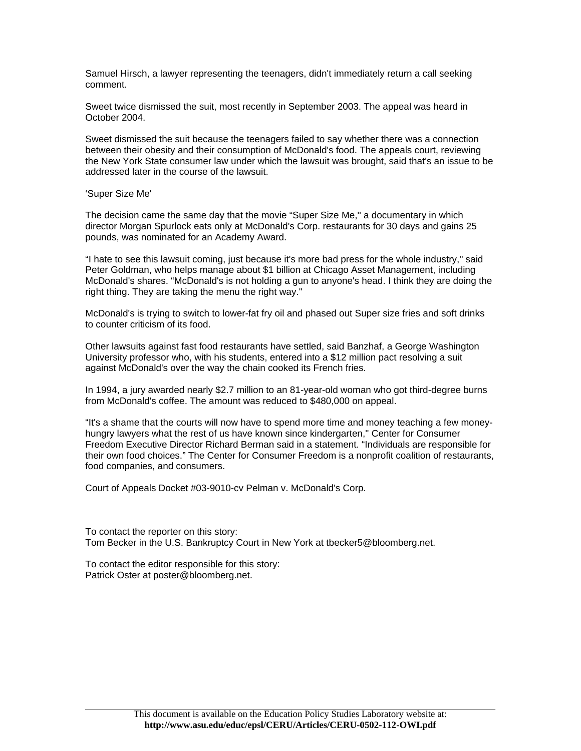Samuel Hirsch, a lawyer representing the teenagers, didn't immediately return a call seeking comment.

Sweet twice dismissed the suit, most recently in September 2003. The appeal was heard in October 2004.

Sweet dismissed the suit because the teenagers failed to say whether there was a connection between their obesity and their consumption of McDonald's food. The appeals court, reviewing the New York State consumer law under which the lawsuit was brought, said that's an issue to be addressed later in the course of the lawsuit.

## ‘Super Size Me'

The decision came the same day that the movie “Super Size Me,'' a documentary in which director Morgan Spurlock eats only at McDonald's Corp. restaurants for 30 days and gains 25 pounds, was nominated for an Academy Award.

“I hate to see this lawsuit coming, just because it's more bad press for the whole industry,'' said Peter Goldman, who helps manage about $1 billion at Chicago Asset Management, including McDonald's shares. “McDonald's is not holding a gun to anyone's head. I think they are doing the right thing. They are taking the menu the right way.''

McDonald's is trying to switch to lower-fat fry oil and phased out Super size fries and soft drinks to counter criticism of its food.

Other lawsuits against fast food restaurants have settled, said Banzhaf, a George Washington University professor who, with his students, entered into a $12 million pact resolving a suit against McDonald's over the way the chain cooked its French fries.

In 1994, a jury awarded nearly $2.7 million to an 81-year-old woman who got third-degree burns from McDonald's coffee. The amount was reduced to $480,000 on appeal.

“It's a shame that the courts will now have to spend more time and money teaching a few money-hungry lawyers what the rest of us have known since kindergarten,'' Center for Consumer Freedom Executive Director Richard Berman said in a statement. “Individuals are responsible for their own food choices.” The Center for Consumer Freedom is a nonprofit coalition of restaurants, food companies, and consumers.

Court of Appeals Docket #03-9010-cv Pelman v. McDonald's Corp.

To contact the reporter on this story:
Tom Becker in the U.S. Bankruptcy Court in New York at tbecker5@bloomberg.net.

To contact the editor responsible for this story:
Patrick Oster at poster@bloomberg.net.

This document is available on the Education Policy Studies Laboratory website at:
**http://www.asu.edu/educ/epsl/CERU/Articles/CERU-0502-112-OWI.pdf**